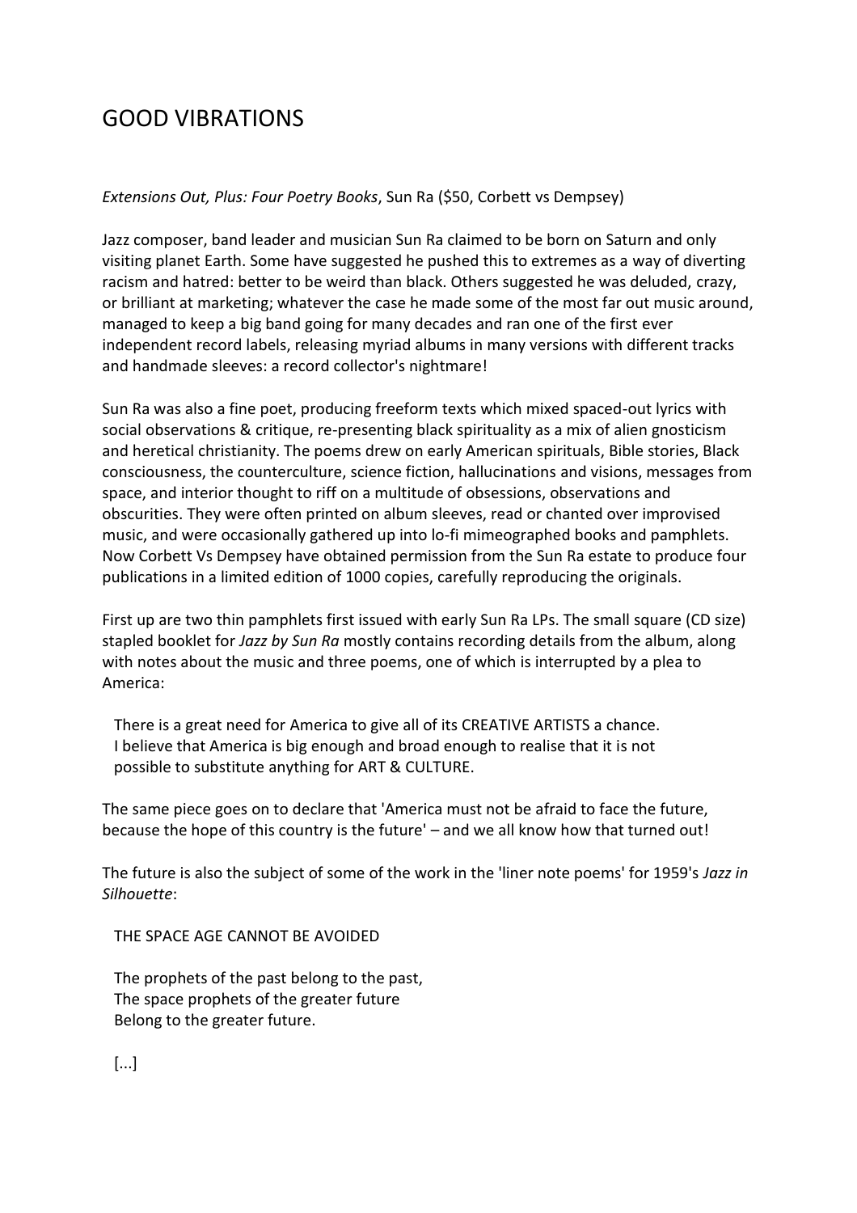# GOOD VIBRATIONS

*Extensions Out, Plus: Four Poetry Books*, Sun Ra ($50, Corbett vs Dempsey)

Jazz composer, band leader and musician Sun Ra claimed to be born on Saturn and only visiting planet Earth. Some have suggested he pushed this to extremes as a way of diverting racism and hatred: better to be weird than black. Others suggested he was deluded, crazy, or brilliant at marketing; whatever the case he made some of the most far out music around, managed to keep a big band going for many decades and ran one of the first ever independent record labels, releasing myriad albums in many versions with different tracks and handmade sleeves: a record collector's nightmare!

Sun Ra was also a fine poet, producing freeform texts which mixed spaced-out lyrics with social observations & critique, re-presenting black spirituality as a mix of alien gnosticism and heretical christianity. The poems drew on early American spirituals, Bible stories, Black consciousness, the counterculture, science fiction, hallucinations and visions, messages from space, and interior thought to riff on a multitude of obsessions, observations and obscurities. They were often printed on album sleeves, read or chanted over improvised music, and were occasionally gathered up into lo-fi mimeographed books and pamphlets. Now Corbett Vs Dempsey have obtained permission from the Sun Ra estate to produce four publications in a limited edition of 1000 copies, carefully reproducing the originals.

First up are two thin pamphlets first issued with early Sun Ra LPs. The small square (CD size) stapled booklet for *Jazz by Sun Ra* mostly contains recording details from the album, along with notes about the music and three poems, one of which is interrupted by a plea to America:

> There is a great need for America to give all of its CREATIVE ARTISTS a chance.
> I believe that America is big enough and broad enough to realise that it is not possible to substitute anything for ART & CULTURE.

The same piece goes on to declare that 'America must not be afraid to face the future, because the hope of this country is the future' – and we all know how that turned out!

The future is also the subject of some of the work in the 'liner note poems' for 1959's *Jazz in Silhouette*:

> THE SPACE AGE CANNOT BE AVOIDED
>
> The prophets of the past belong to the past,
> The space prophets of the greater future
> Belong to the greater future.
>
> [...]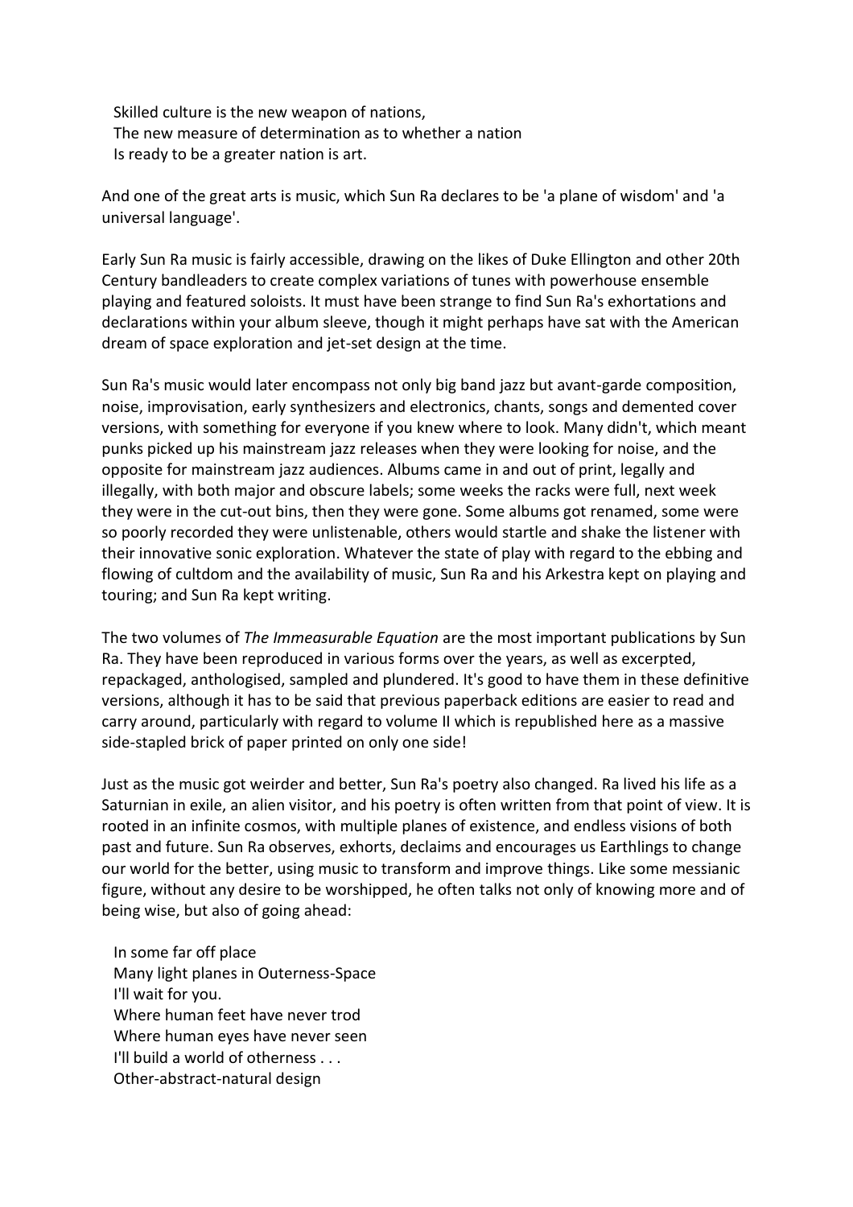Skilled culture is the new weapon of nations,  
The new measure of determination as to whether a nation  
Is ready to be a greater nation is art.

And one of the great arts is music, which Sun Ra declares to be 'a plane of wisdom' and 'a universal language'.

Early Sun Ra music is fairly accessible, drawing on the likes of Duke Ellington and other 20th Century bandleaders to create complex variations of tunes with powerhouse ensemble playing and featured soloists. It must have been strange to find Sun Ra's exhortations and declarations within your album sleeve, though it might perhaps have sat with the American dream of space exploration and jet-set design at the time.

Sun Ra's music would later encompass not only big band jazz but avant-garde composition, noise, improvisation, early synthesizers and electronics, chants, songs and demented cover versions, with something for everyone if you knew where to look. Many didn't, which meant punks picked up his mainstream jazz releases when they were looking for noise, and the opposite for mainstream jazz audiences. Albums came in and out of print, legally and illegally, with both major and obscure labels; some weeks the racks were full, next week they were in the cut-out bins, then they were gone. Some albums got renamed, some were so poorly recorded they were unlistenable, others would startle and shake the listener with their innovative sonic exploration. Whatever the state of play with regard to the ebbing and flowing of cultdom and the availability of music, Sun Ra and his Arkestra kept on playing and touring; and Sun Ra kept writing.

The two volumes of *The Immeasurable Equation* are the most important publications by Sun Ra. They have been reproduced in various forms over the years, as well as excerpted, repackaged, anthologised, sampled and plundered. It's good to have them in these definitive versions, although it has to be said that previous paperback editions are easier to read and carry around, particularly with regard to volume II which is republished here as a massive side-stapled brick of paper printed on only one side!

Just as the music got weirder and better, Sun Ra's poetry also changed. Ra lived his life as a Saturnian in exile, an alien visitor, and his poetry is often written from that point of view. It is rooted in an infinite cosmos, with multiple planes of existence, and endless visions of both past and future. Sun Ra observes, exhorts, declaims and encourages us Earthlings to change our world for the better, using music to transform and improve things. Like some messianic figure, without any desire to be worshipped, he often talks not only of knowing more and of being wise, but also of going ahead:

In some far off place  
Many light planes in Outerness-Space  
I'll wait for you.  
Where human feet have never trod  
Where human eyes have never seen  
I'll build a world of otherness . . .  
Other-abstract-natural design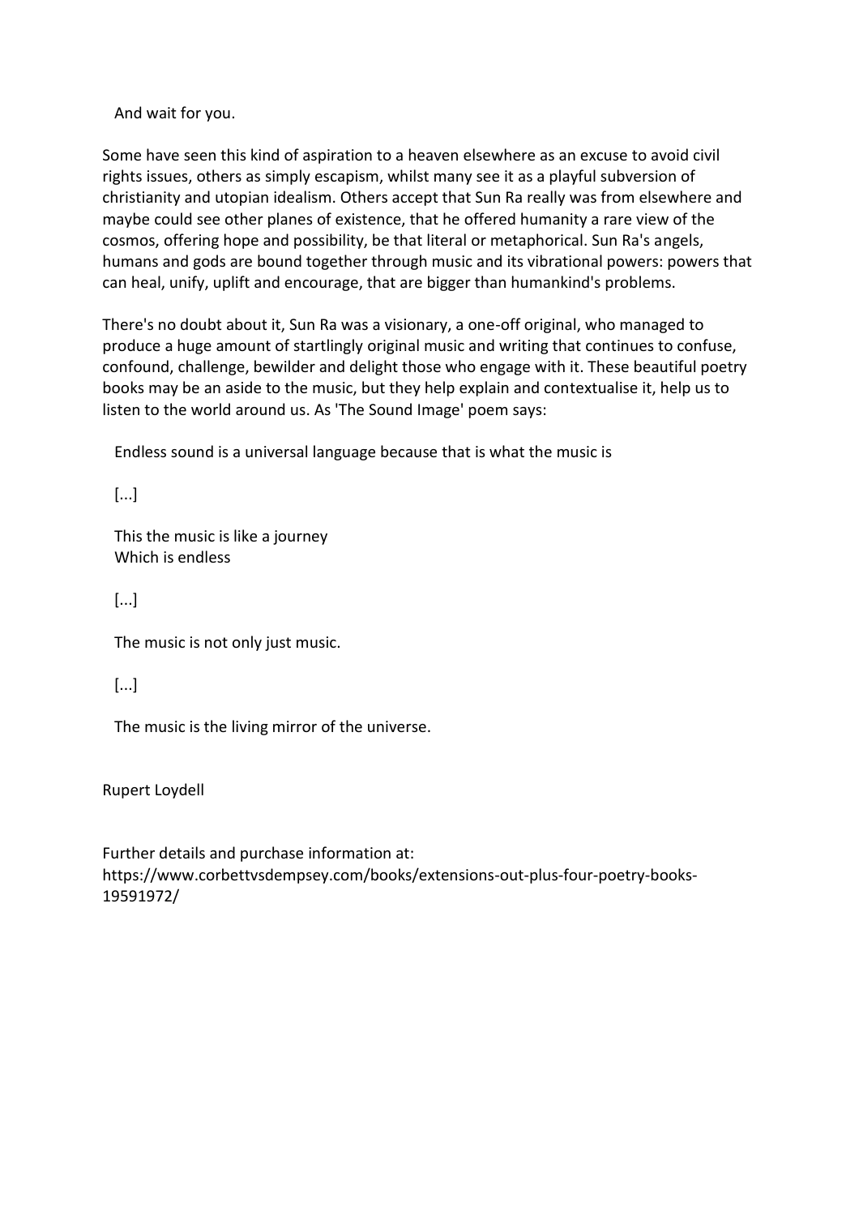And wait for you.

Some have seen this kind of aspiration to a heaven elsewhere as an excuse to avoid civil rights issues, others as simply escapism, whilst many see it as a playful subversion of christianity and utopian idealism. Others accept that Sun Ra really was from elsewhere and maybe could see other planes of existence, that he offered humanity a rare view of the cosmos, offering hope and possibility, be that literal or metaphorical. Sun Ra's angels, humans and gods are bound together through music and its vibrational powers: powers that can heal, unify, uplift and encourage, that are bigger than humankind's problems.

There's no doubt about it, Sun Ra was a visionary, a one-off original, who managed to produce a huge amount of startlingly original music and writing that continues to confuse, confound, challenge, bewilder and delight those who engage with it. These beautiful poetry books may be an aside to the music, but they help explain and contextualise it, help us to listen to the world around us. As 'The Sound Image' poem says:

> Endless sound is a universal language because that is what the music is
>
> [...]
>
> This the music is like a journey
> Which is endless
>
> [...]
>
> The music is not only just music.
>
> [...]
>
> The music is the living mirror of the universe.

Rupert Loydell

Further details and purchase information at:
https://www.corbettvsdempsey.com/books/extensions-out-plus-four-poetry-books-19591972/